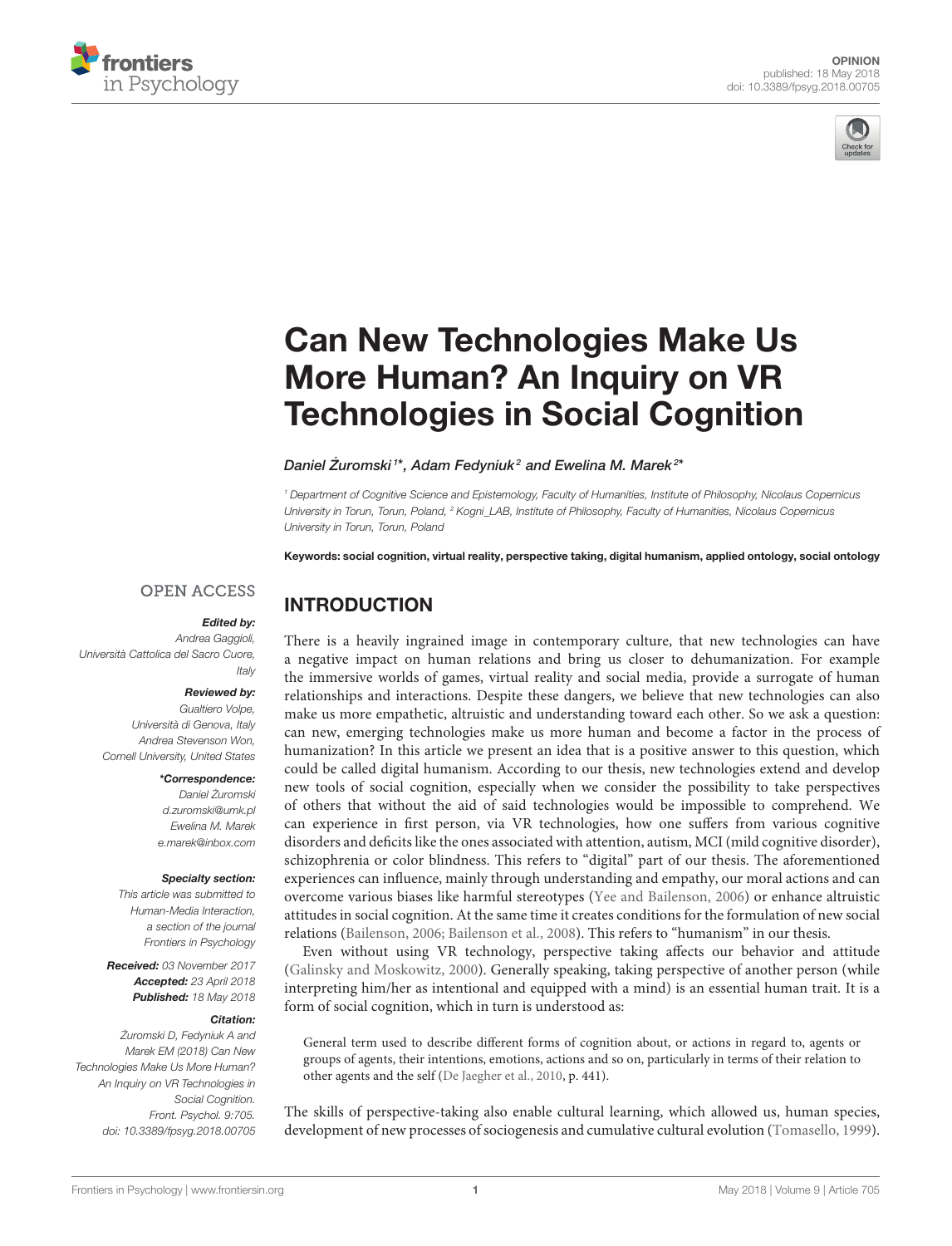OPINION
published: 18 May 2018
doi: 10.3389/fpsyg.2018.00705

# Can New Technologies Make Us More Human? An Inquiry on VR Technologies in Social Cognition

*Daniel Żuromski[1]\*, Adam Fedyniuk[2] and Ewelina M. Marek[2]\**

[1] Department of Cognitive Science and Epistemology, Faculty of Humanities, Institute of Philosophy, Nicolaus Copernicus University in Torun, Torun, Poland, [2] Kogni_LAB, Institute of Philosophy, Faculty of Humanities, Nicolaus Copernicus University in Torun, Torun, Poland

**Keywords: social cognition, virtual reality, perspective taking, digital humanism, applied ontology, social ontology**

OPEN ACCESS

***Edited by:***
Andrea Gaggioli,
Università Cattolica del Sacro Cuore, Italy

***Reviewed by:***
Gualtiero Volpe,
Università di Genova, Italy
Andrea Stevenson Won,
Cornell University, United States

***\*Correspondence:***
Daniel Żuromski
d.zuromski@umk.pl
Ewelina M. Marek
e.marek@inbox.com

***Specialty section:***
This article was submitted to Human-Media Interaction, a section of the journal Frontiers in Psychology

***Received:*** 03 November 2017
***Accepted:*** 23 April 2018
***Published:*** 18 May 2018

***Citation:***
Żuromski D, Fedyniuk A and Marek EM (2018) Can New Technologies Make Us More Human? An Inquiry on VR Technologies in Social Cognition. Front. Psychol. 9:705. doi: 10.3389/fpsyg.2018.00705

## INTRODUCTION

There is a heavily ingrained image in contemporary culture, that new technologies can have a negative impact on human relations and bring us closer to dehumanization. For example the immersive worlds of games, virtual reality and social media, provide a surrogate of human relationships and interactions. Despite these dangers, we believe that new technologies can also make us more empathetic, altruistic and understanding toward each other. So we ask a question: can new, emerging technologies make us more human and become a factor in the process of humanization? In this article we present an idea that is a positive answer to this question, which could be called digital humanism. According to our thesis, new technologies extend and develop new tools of social cognition, especially when we consider the possibility to take perspectives of others that without the aid of said technologies would be impossible to comprehend. We can experience in first person, via VR technologies, how one suffers from various cognitive disorders and deficits like the ones associated with attention, autism, MCI (mild cognitive disorder), schizophrenia or color blindness. This refers to "digital" part of our thesis. The aforementioned experiences can influence, mainly through understanding and empathy, our moral actions and can overcome various biases like harmful stereotypes (Yee and Bailenson, 2006) or enhance altruistic attitudes in social cognition. At the same time it creates conditions for the formulation of new social relations (Bailenson, 2006; Bailenson et al., 2008). This refers to "humanism" in our thesis.

Even without using VR technology, perspective taking affects our behavior and attitude (Galinsky and Moskowitz, 2000). Generally speaking, taking perspective of another person (while interpreting him/her as intentional and equipped with a mind) is an essential human trait. It is a form of social cognition, which in turn is understood as:

> General term used to describe different forms of cognition about, or actions in regard to, agents or groups of agents, their intentions, emotions, actions and so on, particularly in terms of their relation to other agents and the self (De Jaegher et al., 2010, p. 441).

The skills of perspective-taking also enable cultural learning, which allowed us, human species, development of new processes of sociogenesis and cumulative cultural evolution (Tomasello, 1999).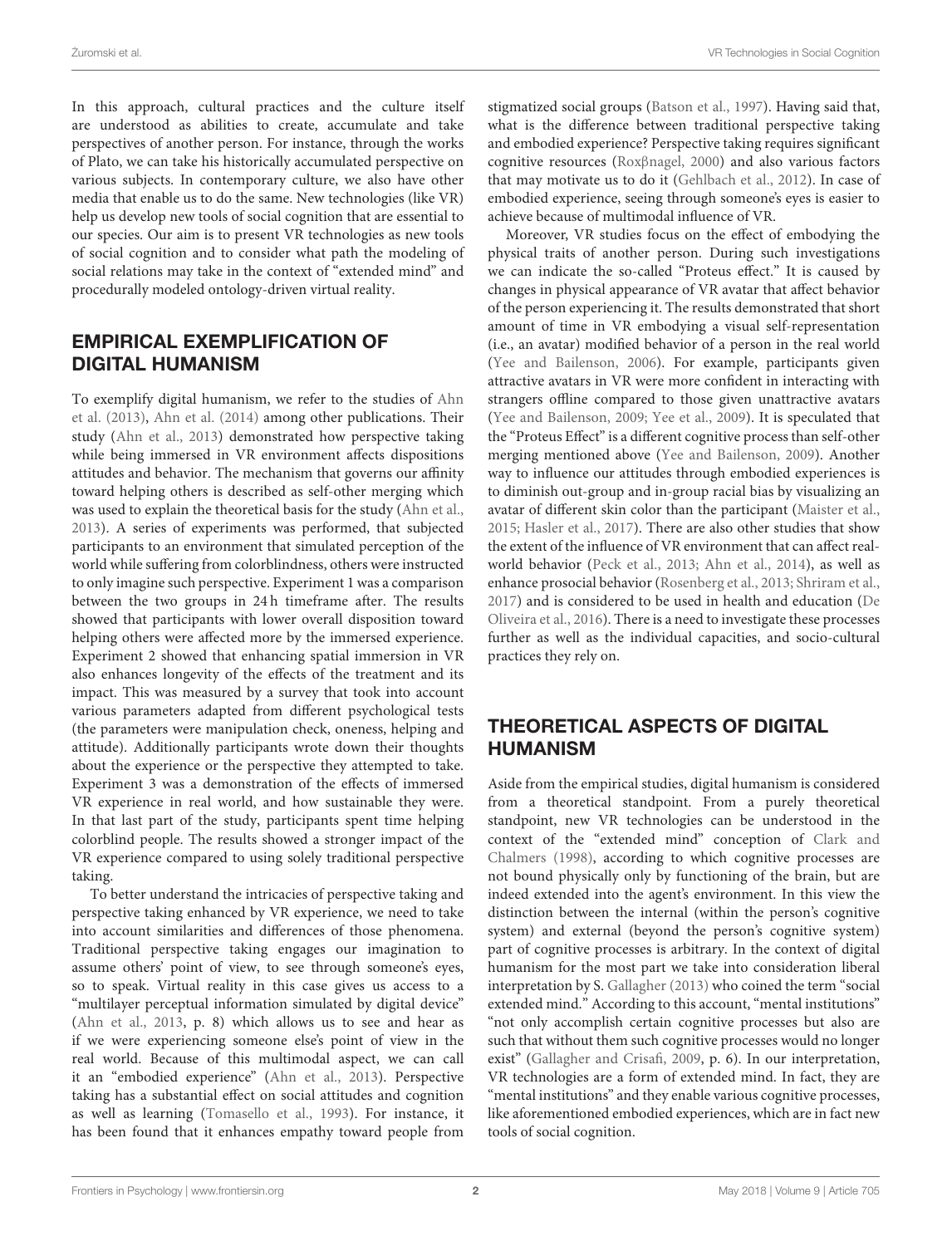In this approach, cultural practices and the culture itself are understood as abilities to create, accumulate and take perspectives of another person. For instance, through the works of Plato, we can take his historically accumulated perspective on various subjects. In contemporary culture, we also have other media that enable us to do the same. New technologies (like VR) help us develop new tools of social cognition that are essential to our species. Our aim is to present VR technologies as new tools of social cognition and to consider what path the modeling of social relations may take in the context of "extended mind" and procedurally modeled ontology-driven virtual reality.

## EMPIRICAL EXEMPLIFICATION OF DIGITAL HUMANISM

To exemplify digital humanism, we refer to the studies of Ahn et al. (2013), Ahn et al. (2014) among other publications. Their study (Ahn et al., 2013) demonstrated how perspective taking while being immersed in VR environment affects dispositions attitudes and behavior. The mechanism that governs our affinity toward helping others is described as self-other merging which was used to explain the theoretical basis for the study (Ahn et al., 2013). A series of experiments was performed, that subjected participants to an environment that simulated perception of the world while suffering from colorblindness, others were instructed to only imagine such perspective. Experiment 1 was a comparison between the two groups in 24 h timeframe after. The results showed that participants with lower overall disposition toward helping others were affected more by the immersed experience. Experiment 2 showed that enhancing spatial immersion in VR also enhances longevity of the effects of the treatment and its impact. This was measured by a survey that took into account various parameters adapted from different psychological tests (the parameters were manipulation check, oneness, helping and attitude). Additionally participants wrote down their thoughts about the experience or the perspective they attempted to take. Experiment 3 was a demonstration of the effects of immersed VR experience in real world, and how sustainable they were. In that last part of the study, participants spent time helping colorblind people. The results showed a stronger impact of the VR experience compared to using solely traditional perspective taking.

To better understand the intricacies of perspective taking and perspective taking enhanced by VR experience, we need to take into account similarities and differences of those phenomena. Traditional perspective taking engages our imagination to assume others' point of view, to see through someone's eyes, so to speak. Virtual reality in this case gives us access to a "multilayer perceptual information simulated by digital device" (Ahn et al., 2013, p. 8) which allows us to see and hear as if we were experiencing someone else's point of view in the real world. Because of this multimodal aspect, we can call it an "embodied experience" (Ahn et al., 2013). Perspective taking has a substantial effect on social attitudes and cognition as well as learning (Tomasello et al., 1993). For instance, it has been found that it enhances empathy toward people from stigmatized social groups (Batson et al., 1997). Having said that, what is the difference between traditional perspective taking and embodied experience? Perspective taking requires significant cognitive resources (Roxβnagel, 2000) and also various factors that may motivate us to do it (Gehlbach et al., 2012). In case of embodied experience, seeing through someone's eyes is easier to achieve because of multimodal influence of VR.

Moreover, VR studies focus on the effect of embodying the physical traits of another person. During such investigations we can indicate the so-called "Proteus effect." It is caused by changes in physical appearance of VR avatar that affect behavior of the person experiencing it. The results demonstrated that short amount of time in VR embodying a visual self-representation (i.e., an avatar) modified behavior of a person in the real world (Yee and Bailenson, 2006). For example, participants given attractive avatars in VR were more confident in interacting with strangers offline compared to those given unattractive avatars (Yee and Bailenson, 2009; Yee et al., 2009). It is speculated that the "Proteus Effect" is a different cognitive process than self-other merging mentioned above (Yee and Bailenson, 2009). Another way to influence our attitudes through embodied experiences is to diminish out-group and in-group racial bias by visualizing an avatar of different skin color than the participant (Maister et al., 2015; Hasler et al., 2017). There are also other studies that show the extent of the influence of VR environment that can affect real-world behavior (Peck et al., 2013; Ahn et al., 2014), as well as enhance prosocial behavior (Rosenberg et al., 2013; Shriram et al., 2017) and is considered to be used in health and education (De Oliveira et al., 2016). There is a need to investigate these processes further as well as the individual capacities, and socio-cultural practices they rely on.

## THEORETICAL ASPECTS OF DIGITAL HUMANISM

Aside from the empirical studies, digital humanism is considered from a theoretical standpoint. From a purely theoretical standpoint, new VR technologies can be understood in the context of the "extended mind" conception of Clark and Chalmers (1998), according to which cognitive processes are not bound physically only by functioning of the brain, but are indeed extended into the agent's environment. In this view the distinction between the internal (within the person's cognitive system) and external (beyond the person's cognitive system) part of cognitive processes is arbitrary. In the context of digital humanism for the most part we take into consideration liberal interpretation by S. Gallagher (2013) who coined the term "social extended mind." According to this account, "mental institutions" "not only accomplish certain cognitive processes but also are such that without them such cognitive processes would no longer exist" (Gallagher and Crisafi, 2009, p. 6). In our interpretation, VR technologies are a form of extended mind. In fact, they are "mental institutions" and they enable various cognitive processes, like aforementioned embodied experiences, which are in fact new tools of social cognition.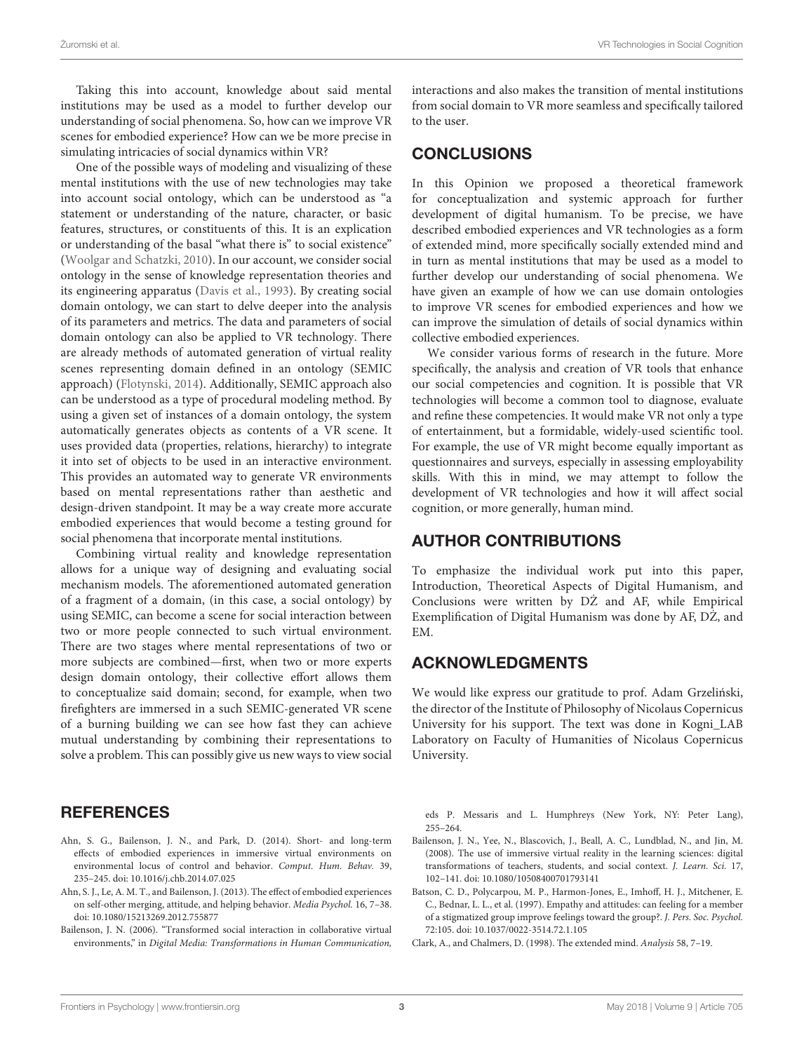Taking this into account, knowledge about said mental institutions may be used as a model to further develop our understanding of social phenomena. So, how can we improve VR scenes for embodied experience? How can we be more precise in simulating intricacies of social dynamics within VR?

One of the possible ways of modeling and visualizing of these mental institutions with the use of new technologies may take into account social ontology, which can be understood as "a statement or understanding of the nature, character, or basic features, structures, or constituents of this. It is an explication or understanding of the basal "what there is" to social existence" (Woolgar and Schatzki, 2010). In our account, we consider social ontology in the sense of knowledge representation theories and its engineering apparatus (Davis et al., 1993). By creating social domain ontology, we can start to delve deeper into the analysis of its parameters and metrics. The data and parameters of social domain ontology can also be applied to VR technology. There are already methods of automated generation of virtual reality scenes representing domain defined in an ontology (SEMIC approach) (Flotynski, 2014). Additionally, SEMIC approach also can be understood as a type of procedural modeling method. By using a given set of instances of a domain ontology, the system automatically generates objects as contents of a VR scene. It uses provided data (properties, relations, hierarchy) to integrate it into set of objects to be used in an interactive environment. This provides an automated way to generate VR environments based on mental representations rather than aesthetic and design-driven standpoint. It may be a way create more accurate embodied experiences that would become a testing ground for social phenomena that incorporate mental institutions.

Combining virtual reality and knowledge representation allows for a unique way of designing and evaluating social mechanism models. The aforementioned automated generation of a fragment of a domain, (in this case, a social ontology) by using SEMIC, can become a scene for social interaction between two or more people connected to such virtual environment. There are two stages where mental representations of two or more subjects are combined—first, when two or more experts design domain ontology, their collective effort allows them to conceptualize said domain; second, for example, when two firefighters are immersed in a such SEMIC-generated VR scene of a burning building we can see how fast they can achieve mutual understanding by combining their representations to solve a problem. This can possibly give us new ways to view social interactions and also makes the transition of mental institutions from social domain to VR more seamless and specifically tailored to the user.

## CONCLUSIONS

In this Opinion we proposed a theoretical framework for conceptualization and systemic approach for further development of digital humanism. To be precise, we have described embodied experiences and VR technologies as a form of extended mind, more specifically socially extended mind and in turn as mental institutions that may be used as a model to further develop our understanding of social phenomena. We have given an example of how we can use domain ontologies to improve VR scenes for embodied experiences and how we can improve the simulation of details of social dynamics within collective embodied experiences.

We consider various forms of research in the future. More specifically, the analysis and creation of VR tools that enhance our social competencies and cognition. It is possible that VR technologies will become a common tool to diagnose, evaluate and refine these competencies. It would make VR not only a type of entertainment, but a formidable, widely-used scientific tool. For example, the use of VR might become equally important as questionnaires and surveys, especially in assessing employability skills. With this in mind, we may attempt to follow the development of VR technologies and how it will affect social cognition, or more generally, human mind.

## AUTHOR CONTRIBUTIONS

To emphasize the individual work put into this paper, Introduction, Theoretical Aspects of Digital Humanism, and Conclusions were written by DŻ and AF, while Empirical Exemplification of Digital Humanism was done by AF, DŻ, and EM.

## ACKNOWLEDGMENTS

We would like express our gratitude to prof. Adam Grzeliński, the director of the Institute of Philosophy of Nicolaus Copernicus University for his support. The text was done in Kogni_LAB Laboratory on Faculty of Humanities of Nicolaus Copernicus University.

## REFERENCES

Ahn, S. G., Bailenson, J. N., and Park, D. (2014). Short- and long-term effects of embodied experiences in immersive virtual environments on environmental locus of control and behavior. *Comput. Hum. Behav.* 39, 235–245. doi: 10.1016/j.chb.2014.07.025

Ahn, S. J., Le, A. M. T., and Bailenson, J. (2013). The effect of embodied experiences on self-other merging, attitude, and helping behavior. *Media Psychol.* 16, 7–38. doi: 10.1080/15213269.2012.755877

Bailenson, J. N. (2006). "Transformed social interaction in collaborative virtual environments," in *Digital Media: Transformations in Human Communication*, eds P. Messaris and L. Humphreys (New York, NY: Peter Lang), 255–264.

Bailenson, J. N., Yee, N., Blascovich, J., Beall, A. C., Lundblad, N., and Jin, M. (2008). The use of immersive virtual reality in the learning sciences: digital transformations of teachers, students, and social context. *J. Learn. Sci.* 17, 102–141. doi: 10.1080/10508400701793141

Batson, C. D., Polycarpou, M. P., Harmon-Jones, E., Imhoff, H. J., Mitchener, E. C., Bednar, L. L., et al. (1997). Empathy and attitudes: can feeling for a member of a stigmatized group improve feelings toward the group?. *J. Pers. Soc. Psychol.* 72:105. doi: 10.1037/0022-3514.72.1.105

Clark, A., and Chalmers, D. (1998). The extended mind. *Analysis* 58, 7–19.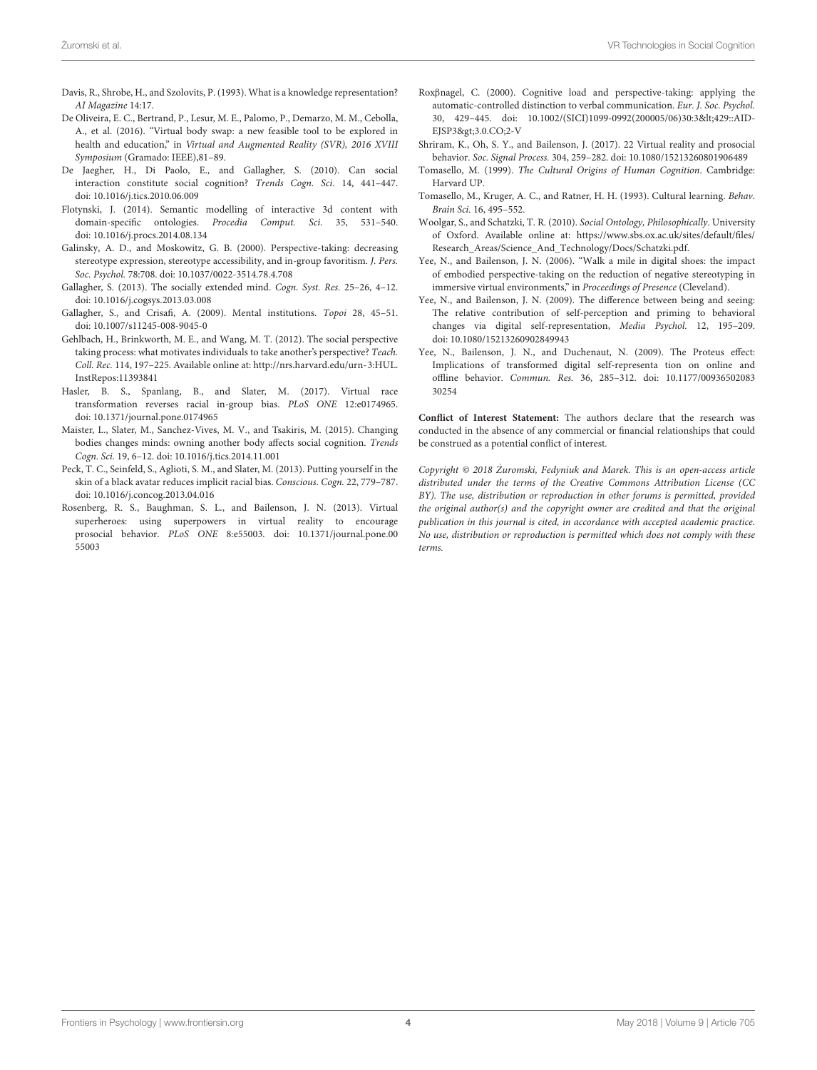Davis, R., Shrobe, H., and Szolovits, P. (1993). What is a knowledge representation? *AI Magazine* 14:17.

De Oliveira, E. C., Bertrand, P., Lesur, M. E., Palomo, P., Demarzo, M. M., Cebolla, A., et al. (2016). "Virtual body swap: a new feasible tool to be explored in health and education," in *Virtual and Augmented Reality (SVR), 2016 XVIII Symposium* (Gramado: IEEE),81–89.

De Jaegher, H., Di Paolo, E., and Gallagher, S. (2010). Can social interaction constitute social cognition? *Trends Cogn. Sci.* 14, 441–447. doi: 10.1016/j.tics.2010.06.009

Flotynski, J. (2014). Semantic modelling of interactive 3d content with domain-specific ontologies. *Procedia Comput. Sci.* 35, 531–540. doi: 10.1016/j.procs.2014.08.134

Galinsky, A. D., and Moskowitz, G. B. (2000). Perspective-taking: decreasing stereotype expression, stereotype accessibility, and in-group favoritism. *J. Pers. Soc. Psychol.* 78:708. doi: 10.1037/0022-3514.78.4.708

Gallagher, S. (2013). The socially extended mind. *Cogn. Syst. Res.* 25–26, 4–12. doi: 10.1016/j.cogsys.2013.03.008

Gallagher, S., and Crisafi, A. (2009). Mental institutions. *Topoi* 28, 45–51. doi: 10.1007/s11245-008-9045-0

Gehlbach, H., Brinkworth, M. E., and Wang, M. T. (2012). The social perspective taking process: what motivates individuals to take another's perspective? *Teach. Coll. Rec.* 114, 197–225. Available online at: http://nrs.harvard.edu/urn-3:HUL.InstRepos:11393841

Hasler, B. S., Spanlang, B., and Slater, M. (2017). Virtual race transformation reverses racial in-group bias. *PLoS ONE* 12:e0174965. doi: 10.1371/journal.pone.0174965

Maister, L., Slater, M., Sanchez-Vives, M. V., and Tsakiris, M. (2015). Changing bodies changes minds: owning another body affects social cognition. *Trends Cogn. Sci.* 19, 6–12. doi: 10.1016/j.tics.2014.11.001

Peck, T. C., Seinfeld, S., Aglioti, S. M., and Slater, M. (2013). Putting yourself in the skin of a black avatar reduces implicit racial bias. *Conscious. Cogn.* 22, 779–787. doi: 10.1016/j.concog.2013.04.016

Rosenberg, R. S., Baughman, S. L., and Bailenson, J. N. (2013). Virtual superheroes: using superpowers in virtual reality to encourage prosocial behavior. *PLoS ONE* 8:e55003. doi: 10.1371/journal.pone.0055003

Roxβnagel, C. (2000). Cognitive load and perspective-taking: applying the automatic-controlled distinction to verbal communication. *Eur. J. Soc. Psychol.* 30, 429–445. doi: 10.1002/(SICI)1099-0992(200005/06)30:3&lt;429::AID-EJSP3&gt;3.0.CO;2-V

Shriram, K., Oh, S. Y., and Bailenson, J. (2017). 22 Virtual reality and prosocial behavior. *Soc. Signal Process.* 304, 259–282. doi: 10.1080/15213260801906489

Tomasello, M. (1999). *The Cultural Origins of Human Cognition*. Cambridge: Harvard UP.

Tomasello, M., Kruger, A. C., and Ratner, H. H. (1993). Cultural learning. *Behav. Brain Sci.* 16, 495–552.

Woolgar, S., and Schatzki, T. R. (2010). *Social Ontology, Philosophically*. University of Oxford. Available online at: https://www.sbs.ox.ac.uk/sites/default/files/Research_Areas/Science_And_Technology/Docs/Schatzki.pdf.

Yee, N., and Bailenson, J. N. (2006). "Walk a mile in digital shoes: the impact of embodied perspective-taking on the reduction of negative stereotyping in immersive virtual environments," in *Proceedings of Presence* (Cleveland).

Yee, N., and Bailenson, J. N. (2009). The difference between being and seeing: The relative contribution of self-perception and priming to behavioral changes via digital self-representation, *Media Psychol.* 12, 195–209. doi: 10.1080/15213260902849943

Yee, N., Bailenson, J. N., and Duchenaut, N. (2009). The Proteus effect: Implications of transformed digital self-representa tion on online and offline behavior. *Commun. Res.* 36, 285–312. doi: 10.1177/0093650208330254

**Conflict of Interest Statement:** The authors declare that the research was conducted in the absence of any commercial or financial relationships that could be construed as a potential conflict of interest.

*Copyright © 2018 Żuromski, Fedyniuk and Marek. This is an open-access article distributed under the terms of the Creative Commons Attribution License (CC BY). The use, distribution or reproduction in other forums is permitted, provided the original author(s) and the copyright owner are credited and that the original publication in this journal is cited, in accordance with accepted academic practice. No use, distribution or reproduction is permitted which does not comply with these terms.*